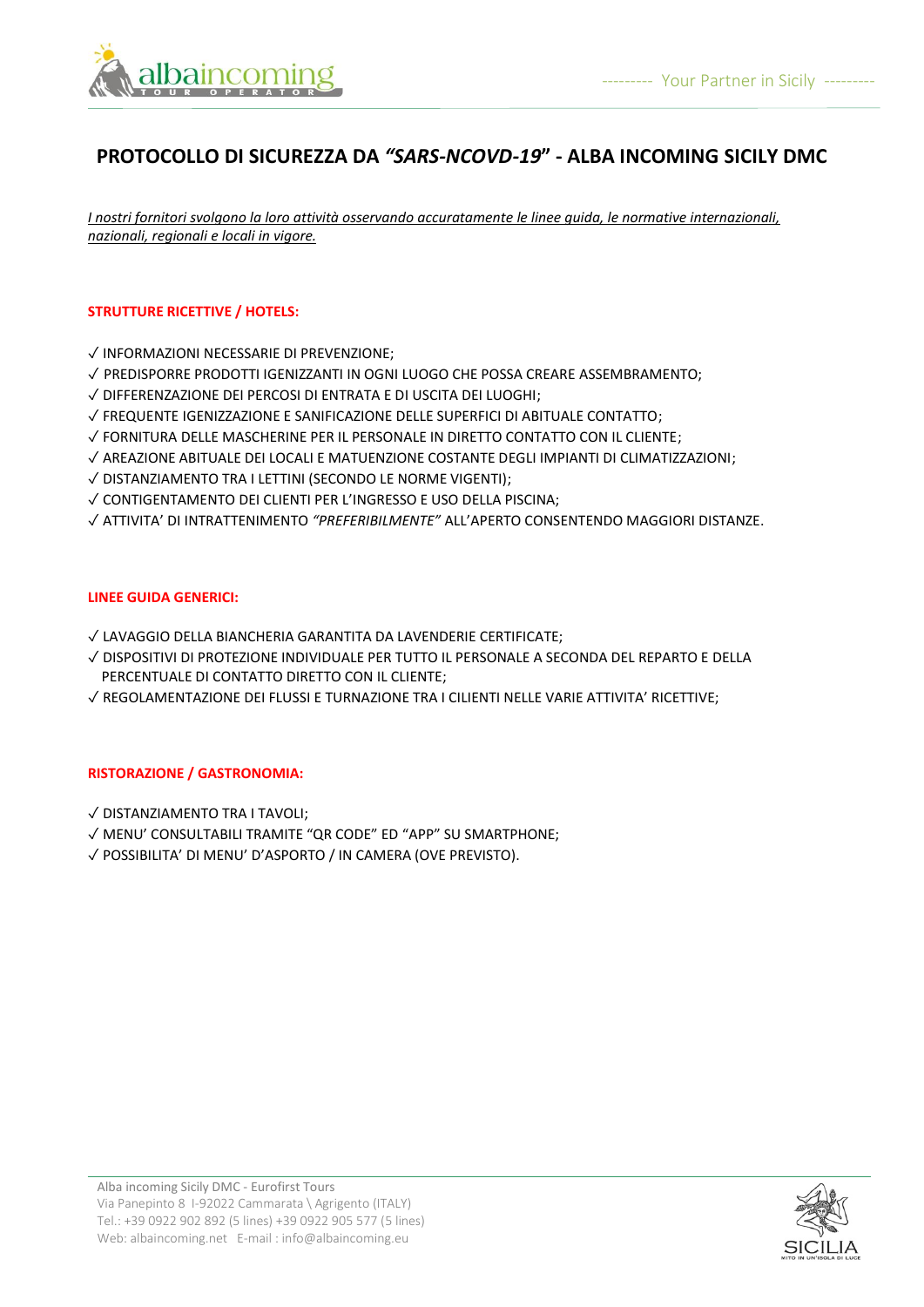# PROTOCOLLO DI SICUREZZA DA *"SARS-NCOVD-19"* - ALBA INCOMING SICILY DMC

*I nostri fornitori svolgono la loro attività osservando accuratamente le linee guida, le normative internazionali, nazionali, regionali e locali in vigore.*

**STRUTTURE RICETTIVE / HOTELS:**

✓ INFORMAZIONI NECESSARIE DI PREVENZIONE;
✓ PREDISPORRE PRODOTTI IGENIZZANTI IN OGNI LUOGO CHE POSSA CREARE ASSEMBRAMENTO;
✓ DIFFERENZAZIONE DEI PERCOSI DI ENTRATA E DI USCITA DEI LUOGHI;
✓ FREQUENTE IGENIZZAZIONE E SANIFICAZIONE DELLE SUPERFICI DI ABITUALE CONTATTO;
✓ FORNITURA DELLE MASCHERINE PER IL PERSONALE IN DIRETTO CONTATTO CON IL CLIENTE;
✓ AREAZIONE ABITUALE DEI LOCALI E MATUENZIONE COSTANTE DEGLI IMPIANTI DI CLIMATIZZAZIONI;
✓ DISTANZIAMENTO TRA I LETTINI (SECONDO LE NORME VIGENTI);
✓ CONTIGENTAMENTO DEI CLIENTI PER L'INGRESSO E USO DELLA PISCINA;
✓ ATTIVITA' DI INTRATTENIMENTO *"PREFERIBILMENTE"* ALL'APERTO CONSENTENDO MAGGIORI DISTANZE.

**LINEE GUIDA GENERICI:**

✓ LAVAGGIO DELLA BIANCHERIA GARANTITA DA LAVENDERIE CERTIFICATE;
✓ DISPOSITIVI DI PROTEZIONE INDIVIDUALE PER TUTTO IL PERSONALE A SECONDA DEL REPARTO E DELLA PERCENTUALE DI CONTATTO DIRETTO CON IL CLIENTE;
✓ REGOLAMENTAZIONE DEI FLUSSI E TURNAZIONE TRA I CILIENTI NELLE VARIE ATTIVITA' RICETTIVE;

**RISTORAZIONE / GASTRONOMIA:**

✓ DISTANZIAMENTO TRA I TAVOLI;
✓ MENU' CONSULTABILI TRAMITE "QR CODE" ED "APP" SU SMARTPHONE;
✓ POSSIBILITA' DI MENU' D'ASPORTO / IN CAMERA (OVE PREVISTO).

Alba incoming Sicily DMC - Eurofirst Tours
Via Panepinto 8 I-92022 Cammarata \ Agrigento (ITALY)
Tel.: +39 0922 902 892 (5 lines) +39 0922 905 577 (5 lines)
Web: albaincoming.net E-mail : info@albaincoming.eu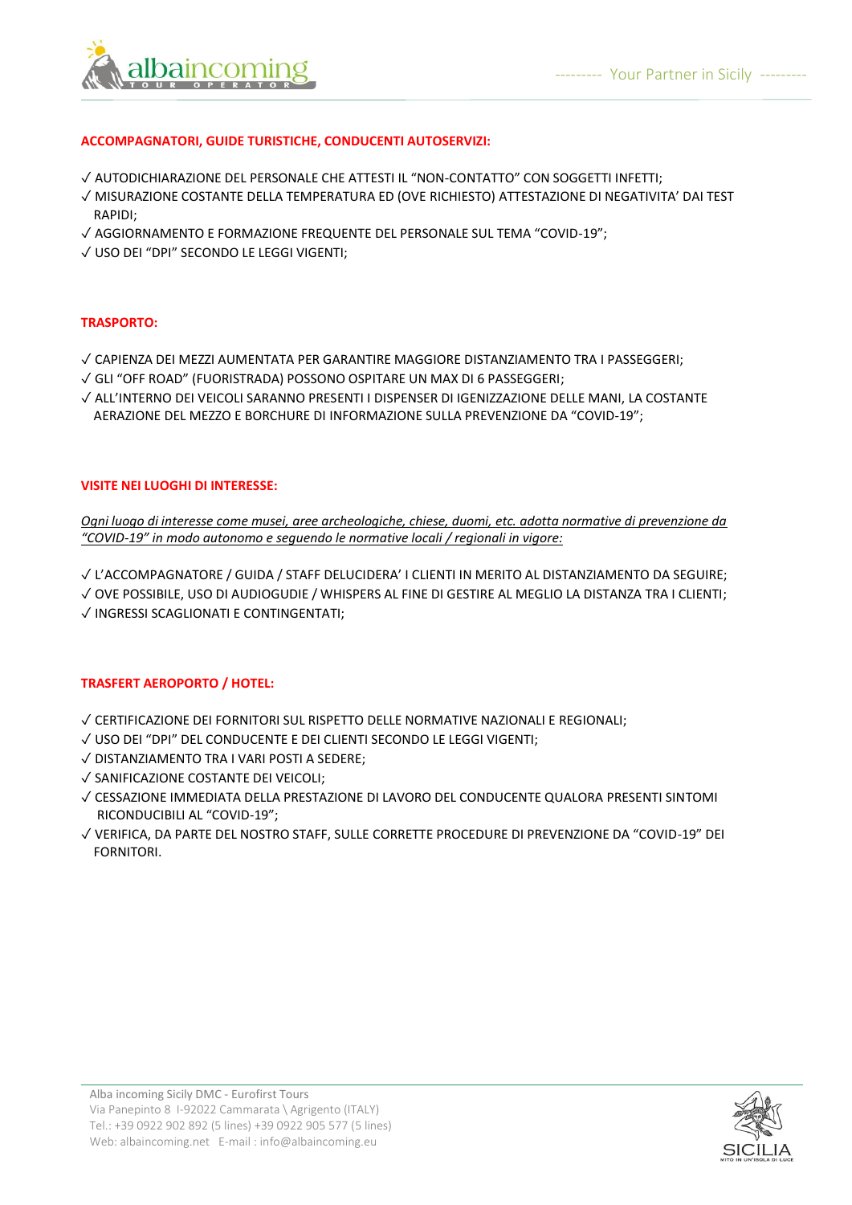**ACCOMPAGNATORI, GUIDE TURISTICHE, CONDUCENTI AUTOSERVIZI:**

✓ AUTODICHIARAZIONE DEL PERSONALE CHE ATTESTI IL "NON-CONTATTO" CON SOGGETTI INFETTI;
✓ MISURAZIONE COSTANTE DELLA TEMPERATURA ED (OVE RICHIESTO) ATTESTAZIONE DI NEGATIVITA' DAI TEST RAPIDI;
✓ AGGIORNAMENTO E FORMAZIONE FREQUENTE DEL PERSONALE SUL TEMA "COVID-19";
✓ USO DEI "DPI" SECONDO LE LEGGI VIGENTI;

**TRASPORTO:**

✓ CAPIENZA DEI MEZZI AUMENTATA PER GARANTIRE MAGGIORE DISTANZIAMENTO TRA I PASSEGGERI;
✓ GLI "OFF ROAD" (FUORISTRADA) POSSONO OSPITARE UN MAX DI 6 PASSEGGERI;
✓ ALL'INTERNO DEI VEICOLI SARANNO PRESENTI I DISPENSER DI IGENIZZAZIONE DELLE MANI, LA COSTANTE AERAZIONE DEL MEZZO E BORCHURE DI INFORMAZIONE SULLA PREVENZIONE DA "COVID-19";

**VISITE NEI LUOGHI DI INTERESSE:**

*Ogni luogo di interesse come musei, aree archeologiche, chiese, duomi, etc. adotta normative di prevenzione da "COVID-19" in modo autonomo e seguendo le normative locali / regionali in vigore:*

✓ L'ACCOMPAGNATORE / GUIDA / STAFF DELUCIDERA' I CLIENTI IN MERITO AL DISTANZIAMENTO DA SEGUIRE;
✓ OVE POSSIBILE, USO DI AUDIOGUDIE / WHISPERS AL FINE DI GESTIRE AL MEGLIO LA DISTANZA TRA I CLIENTI;
✓ INGRESSI SCAGLIONATI E CONTINGENTATI;

**TRASFERT AEROPORTO / HOTEL:**

✓ CERTIFICAZIONE DEI FORNITORI SUL RISPETTO DELLE NORMATIVE NAZIONALI E REGIONALI;
✓ USO DEI "DPI" DEL CONDUCENTE E DEI CLIENTI SECONDO LE LEGGI VIGENTI;
✓ DISTANZIAMENTO TRA I VARI POSTI A SEDERE;
✓ SANIFICAZIONE COSTANTE DEI VEICOLI;
✓ CESSAZIONE IMMEDIATA DELLA PRESTAZIONE DI LAVORO DEL CONDUCENTE QUALORA PRESENTI SINTOMI RICONDUCIBILI AL "COVID-19";
✓ VERIFICA, DA PARTE DEL NOSTRO STAFF, SULLE CORRETTE PROCEDURE DI PREVENZIONE DA "COVID-19" DEI FORNITORI.